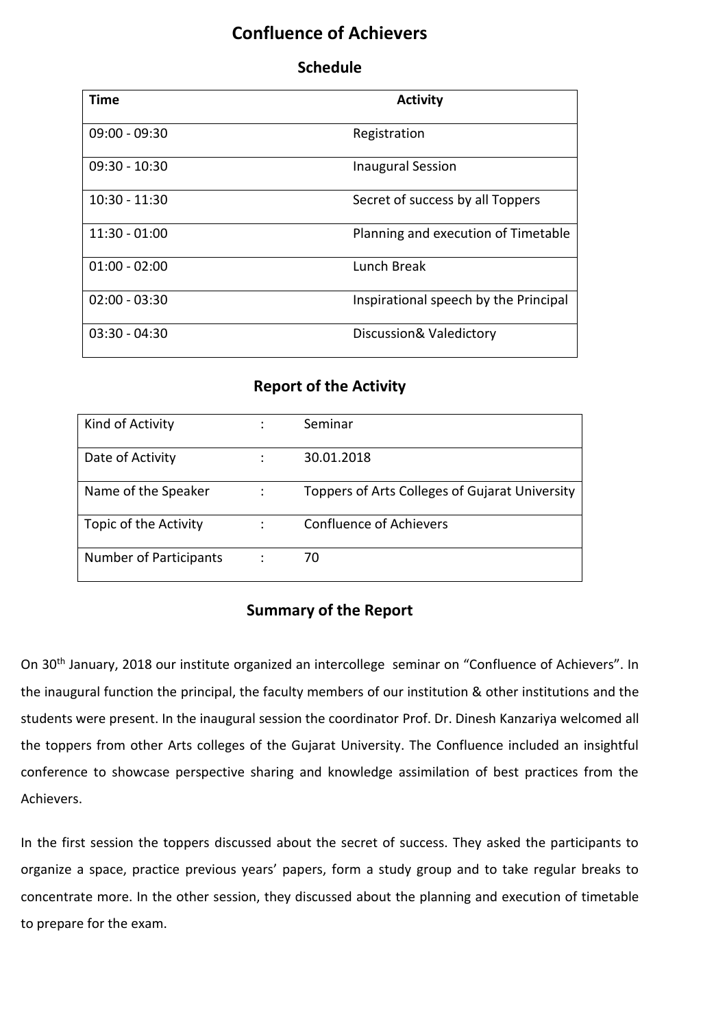# Confluence of Achievers

## Schedule

| Time | Activity |
|---|---|
| 09:00 - 09:30 | Registration |
| 09:30 - 10:30 | Inaugural Session |
| 10:30 - 11:30 | Secret of success by all Toppers |
| 11:30 - 01:00 | Planning and execution of Timetable |
| 01:00 - 02:00 | Lunch Break |
| 02:00 - 03:30 | Inspirational speech by the Principal |
| 03:30 - 04:30 | Discussion& Valedictory |

## Report of the Activity

| | | |
|---|---|---|
| Kind of Activity | : | Seminar |
| Date of Activity | : | 30.01.2018 |
| Name of the Speaker | : | Toppers of Arts Colleges of Gujarat University |
| Topic of the Activity | : | Confluence of Achievers |
| Number of Participants | : | 70 |

## Summary of the Report

On 30th January, 2018 our institute organized an intercollege seminar on "Confluence of Achievers". In the inaugural function the principal, the faculty members of our institution & other institutions and the students were present. In the inaugural session the coordinator Prof. Dr. Dinesh Kanzariya welcomed all the toppers from other Arts colleges of the Gujarat University. The Confluence included an insightful conference to showcase perspective sharing and knowledge assimilation of best practices from the Achievers.

In the first session the toppers discussed about the secret of success. They asked the participants to organize a space, practice previous years' papers, form a study group and to take regular breaks to concentrate more. In the other session, they discussed about the planning and execution of timetable to prepare for the exam.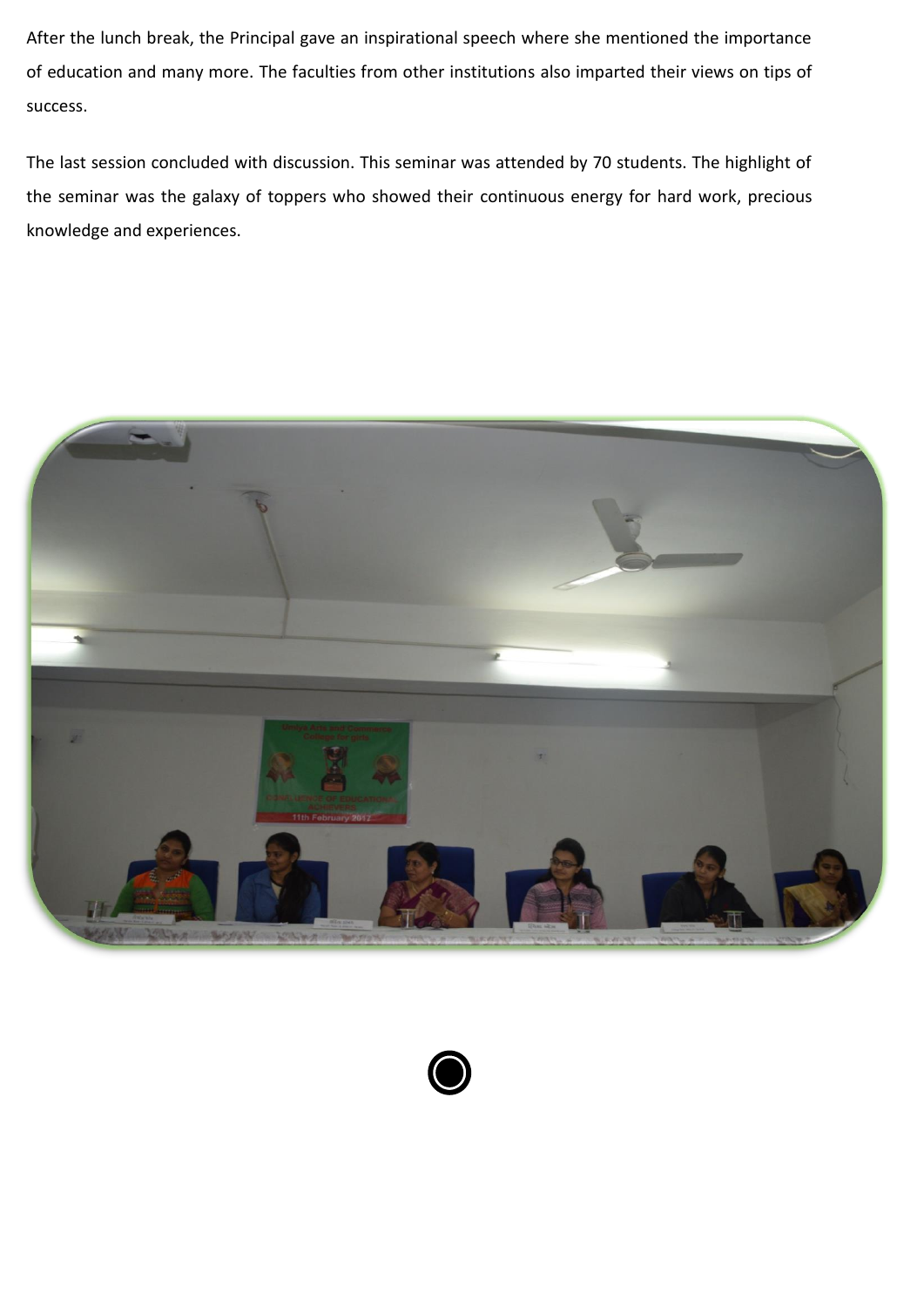After the lunch break, the Principal gave an inspirational speech where she mentioned the importance of education and many more. The faculties from other institutions also imparted their views on tips of success.

The last session concluded with discussion. This seminar was attended by 70 students. The highlight of the seminar was the galaxy of toppers who showed their continuous energy for hard work, precious knowledge and experiences.